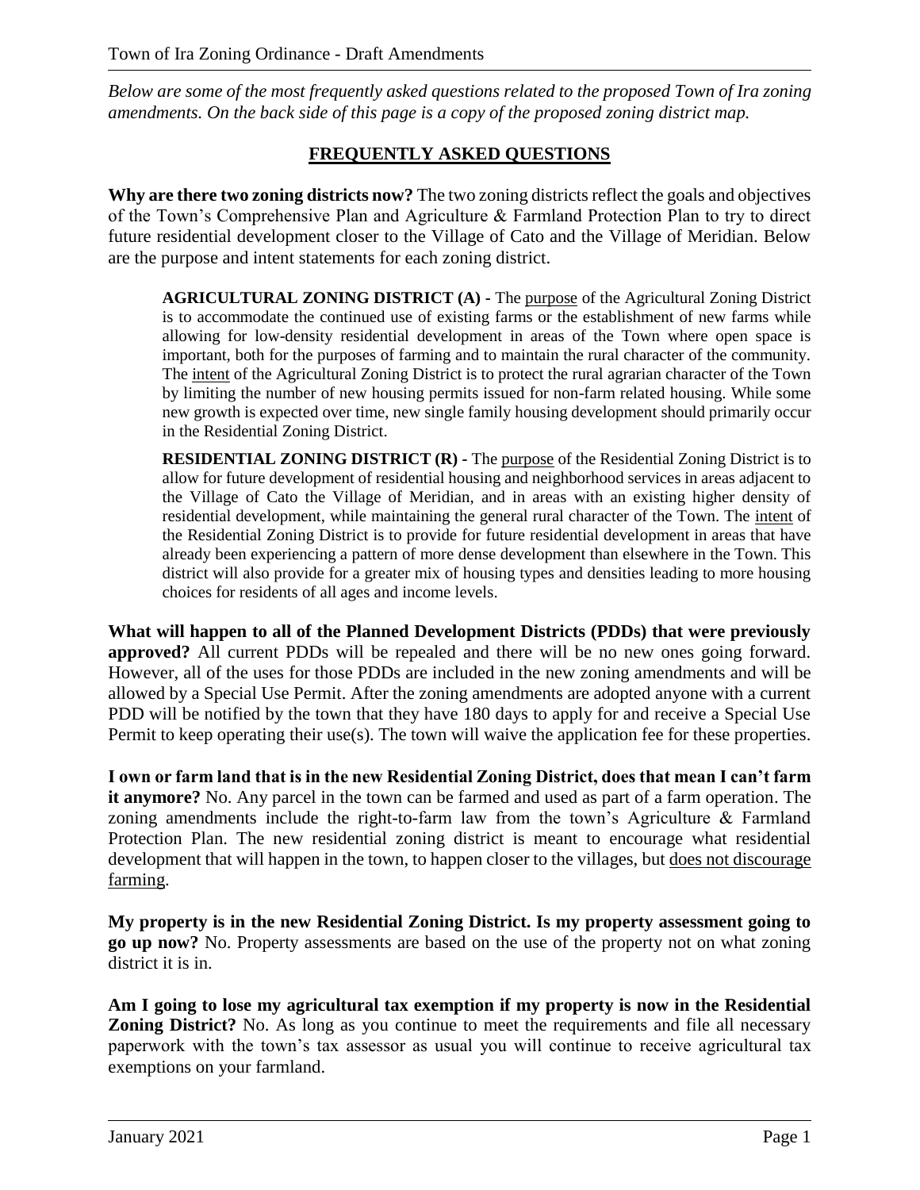*Below are some of the most frequently asked questions related to the proposed Town of Ira zoning amendments. On the back side of this page is a copy of the proposed zoning district map.*

## FREQUENTLY ASKED QUESTIONS

**Why are there two zoning districts now?** The two zoning districts reflect the goals and objectives of the Town's Comprehensive Plan and Agriculture & Farmland Protection Plan to try to direct future residential development closer to the Village of Cato and the Village of Meridian. Below are the purpose and intent statements for each zoning district.

> **AGRICULTURAL ZONING DISTRICT (A) -** The purpose of the Agricultural Zoning District is to accommodate the continued use of existing farms or the establishment of new farms while allowing for low-density residential development in areas of the Town where open space is important, both for the purposes of farming and to maintain the rural character of the community. The intent of the Agricultural Zoning District is to protect the rural agrarian character of the Town by limiting the number of new housing permits issued for non-farm related housing. While some new growth is expected over time, new single family housing development should primarily occur in the Residential Zoning District.

> **RESIDENTIAL ZONING DISTRICT (R) -** The purpose of the Residential Zoning District is to allow for future development of residential housing and neighborhood services in areas adjacent to the Village of Cato the Village of Meridian, and in areas with an existing higher density of residential development, while maintaining the general rural character of the Town. The intent of the Residential Zoning District is to provide for future residential development in areas that have already been experiencing a pattern of more dense development than elsewhere in the Town. This district will also provide for a greater mix of housing types and densities leading to more housing choices for residents of all ages and income levels.

**What will happen to all of the Planned Development Districts (PDDs) that were previously approved?** All current PDDs will be repealed and there will be no new ones going forward. However, all of the uses for those PDDs are included in the new zoning amendments and will be allowed by a Special Use Permit. After the zoning amendments are adopted anyone with a current PDD will be notified by the town that they have 180 days to apply for and receive a Special Use Permit to keep operating their use(s). The town will waive the application fee for these properties.

**I own or farm land that is in the new Residential Zoning District, does that mean I can't farm it anymore?** No. Any parcel in the town can be farmed and used as part of a farm operation. The zoning amendments include the right-to-farm law from the town's Agriculture & Farmland Protection Plan. The new residential zoning district is meant to encourage what residential development that will happen in the town, to happen closer to the villages, but does not discourage farming.

**My property is in the new Residential Zoning District. Is my property assessment going to go up now?** No. Property assessments are based on the use of the property not on what zoning district it is in.

**Am I going to lose my agricultural tax exemption if my property is now in the Residential Zoning District?** No. As long as you continue to meet the requirements and file all necessary paperwork with the town's tax assessor as usual you will continue to receive agricultural tax exemptions on your farmland.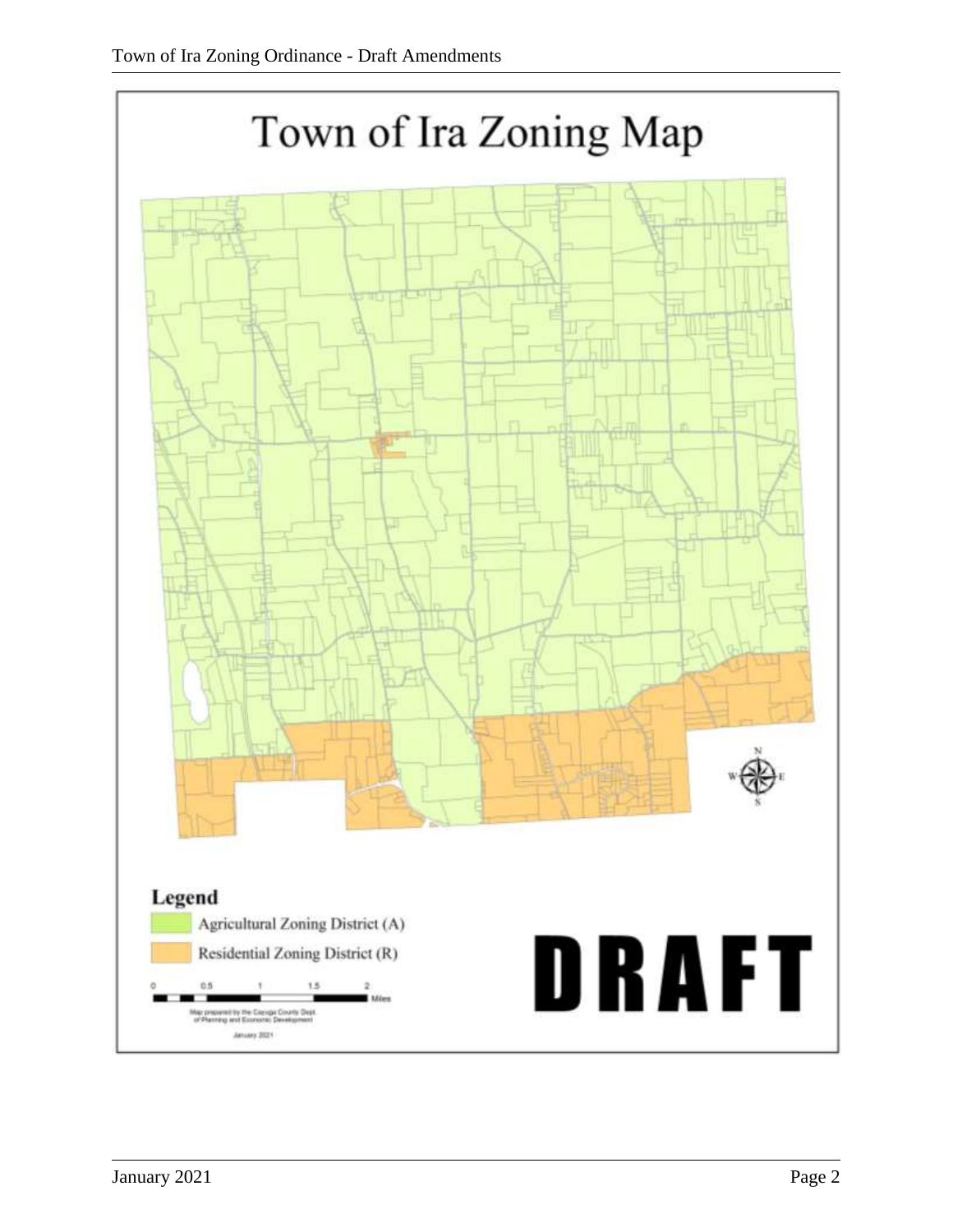# Town of Ira Zoning Map

**Legend**

Agricultural Zoning District (A)

Residential Zoning District (R)

0 0.5 1 1.5 2 Miles

Map prepared by the Cayuga County Dept of Planning and Economic Development

January 2021

DRAFT